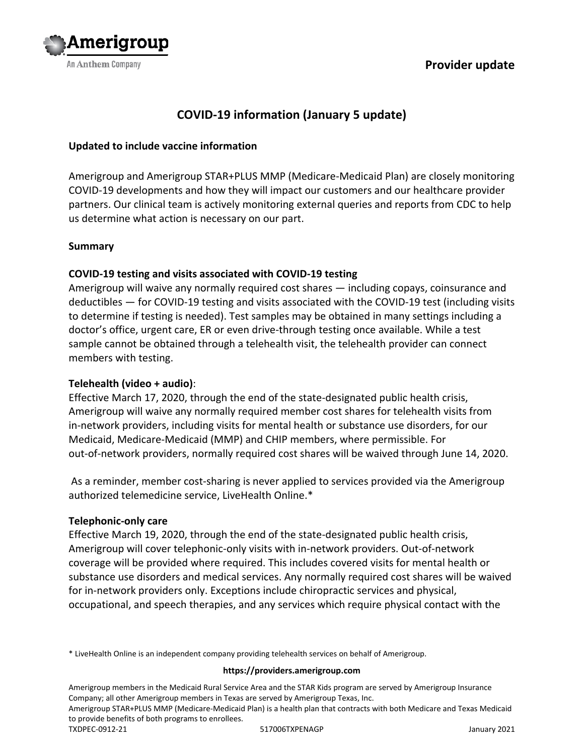Provider update

# COVID-19 information (January 5 update)

**Updated to include vaccine information**

Amerigroup and Amerigroup STAR+PLUS MMP (Medicare-Medicaid Plan) are closely monitoring COVID-19 developments and how they will impact our customers and our healthcare provider partners. Our clinical team is actively monitoring external queries and reports from CDC to help us determine what action is necessary on our part.

**Summary**

**COVID-19 testing and visits associated with COVID-19 testing**
Amerigroup will waive any normally required cost shares — including copays, coinsurance and deductibles — for COVID-19 testing and visits associated with the COVID-19 test (including visits to determine if testing is needed). Test samples may be obtained in many settings including a doctor's office, urgent care, ER or even drive-through testing once available. While a test sample cannot be obtained through a telehealth visit, the telehealth provider can connect members with testing.

**Telehealth (video + audio)**:
Effective March 17, 2020, through the end of the state-designated public health crisis, Amerigroup will waive any normally required member cost shares for telehealth visits from in-network providers, including visits for mental health or substance use disorders, for our Medicaid, Medicare-Medicaid (MMP) and CHIP members, where permissible. For out-of-network providers, normally required cost shares will be waived through June 14, 2020.

As a reminder, member cost-sharing is never applied to services provided via the Amerigroup authorized telemedicine service, LiveHealth Online.*

**Telephonic-only care**
Effective March 19, 2020, through the end of the state-designated public health crisis, Amerigroup will cover telephonic-only visits with in-network providers. Out-of-network coverage will be provided where required. This includes covered visits for mental health or substance use disorders and medical services. Any normally required cost shares will be waived for in-network providers only. Exceptions include chiropractic services and physical, occupational, and speech therapies, and any services which require physical contact with the

* LiveHealth Online is an independent company providing telehealth services on behalf of Amerigroup.

**https://providers.amerigroup.com**

Amerigroup members in the Medicaid Rural Service Area and the STAR Kids program are served by Amerigroup Insurance Company; all other Amerigroup members in Texas are served by Amerigroup Texas, Inc.
Amerigroup STAR+PLUS MMP (Medicare-Medicaid Plan) is a health plan that contracts with both Medicare and Texas Medicaid to provide benefits of both programs to enrollees.
TXDPEC-0912-21 517006TXPENAGP January 2021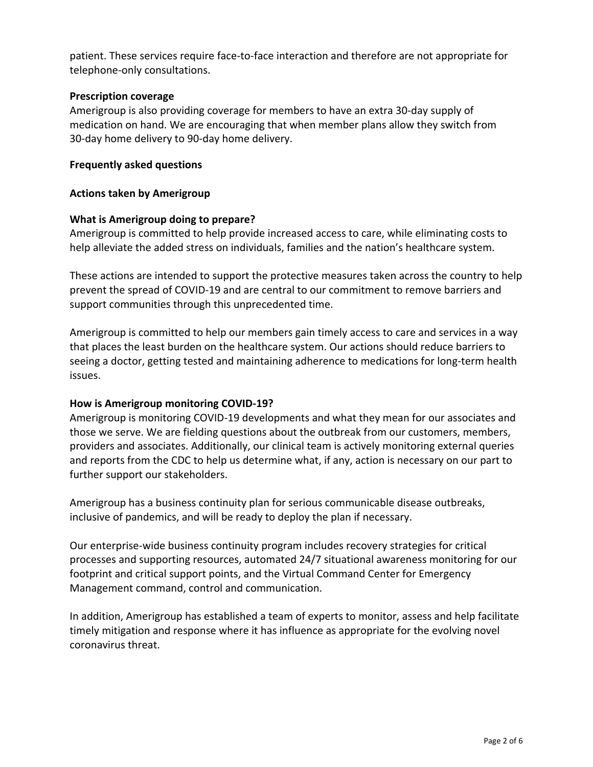patient. These services require face-to-face interaction and therefore are not appropriate for telephone-only consultations.

**Prescription coverage**

Amerigroup is also providing coverage for members to have an extra 30-day supply of medication on hand. We are encouraging that when member plans allow they switch from 30-day home delivery to 90-day home delivery.

## Frequently asked questions

### Actions taken by Amerigroup

**What is Amerigroup doing to prepare?**

Amerigroup is committed to help provide increased access to care, while eliminating costs to help alleviate the added stress on individuals, families and the nation's healthcare system.

These actions are intended to support the protective measures taken across the country to help prevent the spread of COVID-19 and are central to our commitment to remove barriers and support communities through this unprecedented time.

Amerigroup is committed to help our members gain timely access to care and services in a way that places the least burden on the healthcare system. Our actions should reduce barriers to seeing a doctor, getting tested and maintaining adherence to medications for long-term health issues.

**How is Amerigroup monitoring COVID-19?**

Amerigroup is monitoring COVID-19 developments and what they mean for our associates and those we serve. We are fielding questions about the outbreak from our customers, members, providers and associates. Additionally, our clinical team is actively monitoring external queries and reports from the CDC to help us determine what, if any, action is necessary on our part to further support our stakeholders.

Amerigroup has a business continuity plan for serious communicable disease outbreaks, inclusive of pandemics, and will be ready to deploy the plan if necessary.

Our enterprise-wide business continuity program includes recovery strategies for critical processes and supporting resources, automated 24/7 situational awareness monitoring for our footprint and critical support points, and the Virtual Command Center for Emergency Management command, control and communication.

In addition, Amerigroup has established a team of experts to monitor, assess and help facilitate timely mitigation and response where it has influence as appropriate for the evolving novel coronavirus threat.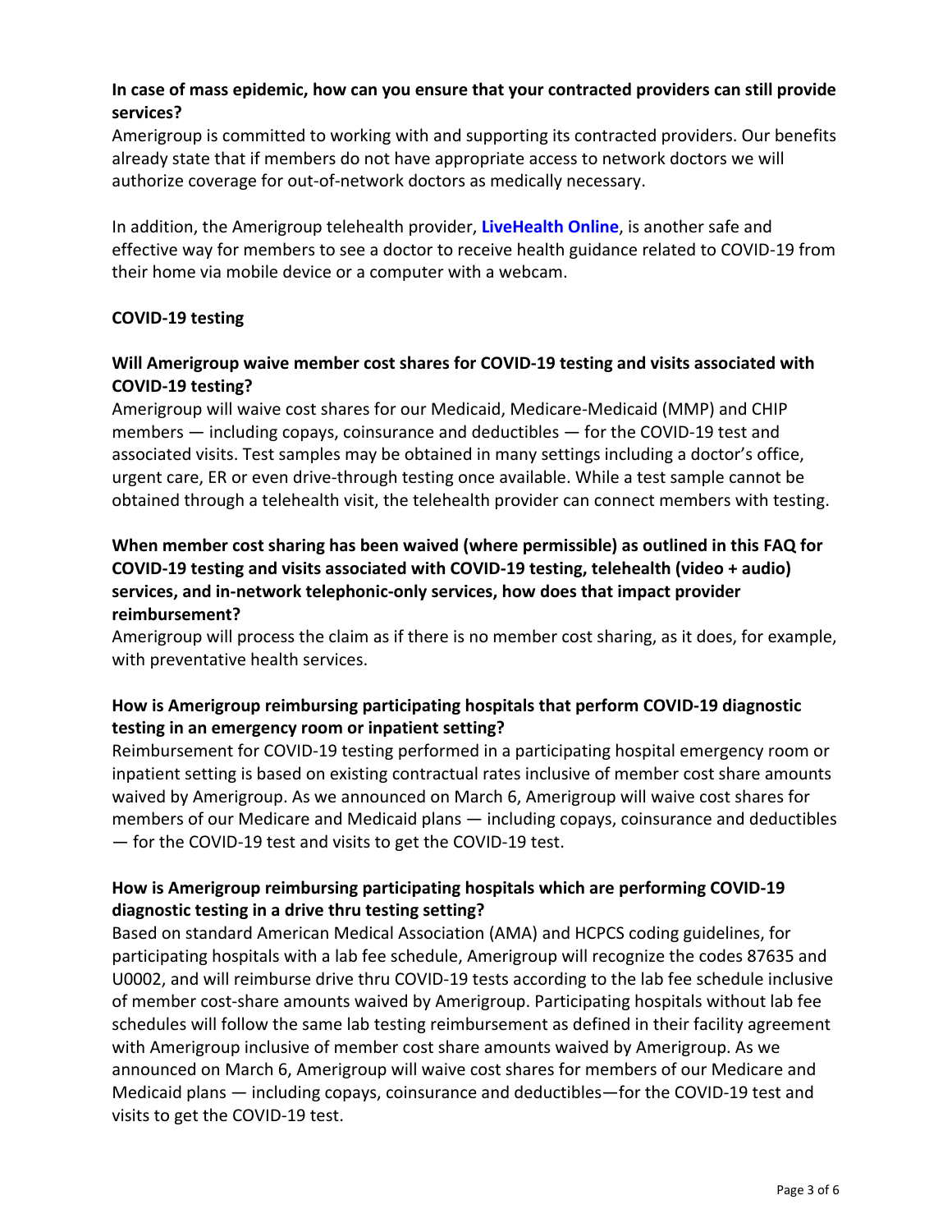**In case of mass epidemic, how can you ensure that your contracted providers can still provide services?**

Amerigroup is committed to working with and supporting its contracted providers. Our benefits already state that if members do not have appropriate access to network doctors we will authorize coverage for out-of-network doctors as medically necessary.

In addition, the Amerigroup telehealth provider, **LiveHealth Online**, is another safe and effective way for members to see a doctor to receive health guidance related to COVID-19 from their home via mobile device or a computer with a webcam.

**COVID-19 testing**

**Will Amerigroup waive member cost shares for COVID-19 testing and visits associated with COVID-19 testing?**

Amerigroup will waive cost shares for our Medicaid, Medicare-Medicaid (MMP) and CHIP members — including copays, coinsurance and deductibles — for the COVID-19 test and associated visits. Test samples may be obtained in many settings including a doctor's office, urgent care, ER or even drive-through testing once available. While a test sample cannot be obtained through a telehealth visit, the telehealth provider can connect members with testing.

**When member cost sharing has been waived (where permissible) as outlined in this FAQ for COVID-19 testing and visits associated with COVID-19 testing, telehealth (video + audio) services, and in-network telephonic-only services, how does that impact provider reimbursement?**

Amerigroup will process the claim as if there is no member cost sharing, as it does, for example, with preventative health services.

**How is Amerigroup reimbursing participating hospitals that perform COVID-19 diagnostic testing in an emergency room or inpatient setting?**

Reimbursement for COVID-19 testing performed in a participating hospital emergency room or inpatient setting is based on existing contractual rates inclusive of member cost share amounts waived by Amerigroup. As we announced on March 6, Amerigroup will waive cost shares for members of our Medicare and Medicaid plans — including copays, coinsurance and deductibles — for the COVID-19 test and visits to get the COVID-19 test.

**How is Amerigroup reimbursing participating hospitals which are performing COVID-19 diagnostic testing in a drive thru testing setting?**

Based on standard American Medical Association (AMA) and HCPCS coding guidelines, for participating hospitals with a lab fee schedule, Amerigroup will recognize the codes 87635 and U0002, and will reimburse drive thru COVID-19 tests according to the lab fee schedule inclusive of member cost-share amounts waived by Amerigroup. Participating hospitals without lab fee schedules will follow the same lab testing reimbursement as defined in their facility agreement with Amerigroup inclusive of member cost share amounts waived by Amerigroup. As we announced on March 6, Amerigroup will waive cost shares for members of our Medicare and Medicaid plans — including copays, coinsurance and deductibles—for the COVID-19 test and visits to get the COVID-19 test.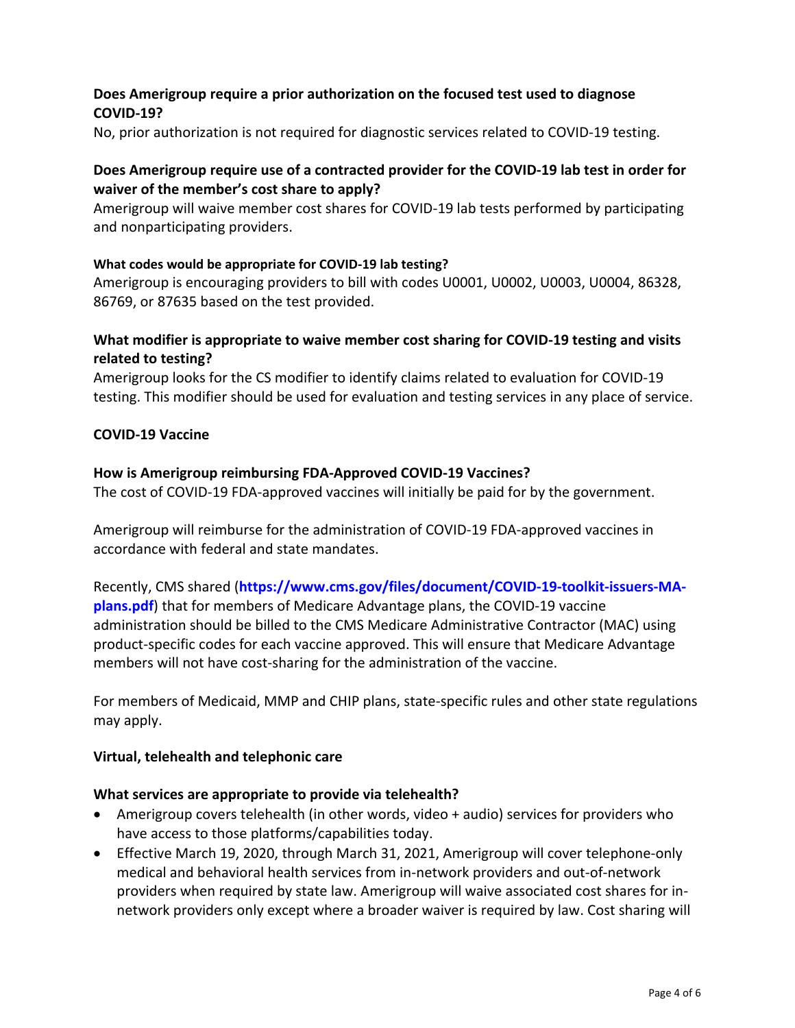**Does Amerigroup require a prior authorization on the focused test used to diagnose COVID-19?**

No, prior authorization is not required for diagnostic services related to COVID-19 testing.

**Does Amerigroup require use of a contracted provider for the COVID-19 lab test in order for waiver of the member's cost share to apply?**

Amerigroup will waive member cost shares for COVID-19 lab tests performed by participating and nonparticipating providers.

**What codes would be appropriate for COVID-19 lab testing?**

Amerigroup is encouraging providers to bill with codes U0001, U0002, U0003, U0004, 86328, 86769, or 87635 based on the test provided.

**What modifier is appropriate to waive member cost sharing for COVID-19 testing and visits related to testing?**

Amerigroup looks for the CS modifier to identify claims related to evaluation for COVID-19 testing. This modifier should be used for evaluation and testing services in any place of service.

**COVID-19 Vaccine**

**How is Amerigroup reimbursing FDA-Approved COVID-19 Vaccines?**

The cost of COVID-19 FDA-approved vaccines will initially be paid for by the government.

Amerigroup will reimburse for the administration of COVID-19 FDA-approved vaccines in accordance with federal and state mandates.

Recently, CMS shared (**https://www.cms.gov/files/document/COVID-19-toolkit-issuers-MA-plans.pdf**) that for members of Medicare Advantage plans, the COVID-19 vaccine administration should be billed to the CMS Medicare Administrative Contractor (MAC) using product-specific codes for each vaccine approved. This will ensure that Medicare Advantage members will not have cost-sharing for the administration of the vaccine.

For members of Medicaid, MMP and CHIP plans, state-specific rules and other state regulations may apply.

**Virtual, telehealth and telephonic care**

**What services are appropriate to provide via telehealth?**

- Amerigroup covers telehealth (in other words, video + audio) services for providers who have access to those platforms/capabilities today.
- Effective March 19, 2020, through March 31, 2021, Amerigroup will cover telephone-only medical and behavioral health services from in-network providers and out-of-network providers when required by state law. Amerigroup will waive associated cost shares for in-network providers only except where a broader waiver is required by law. Cost sharing will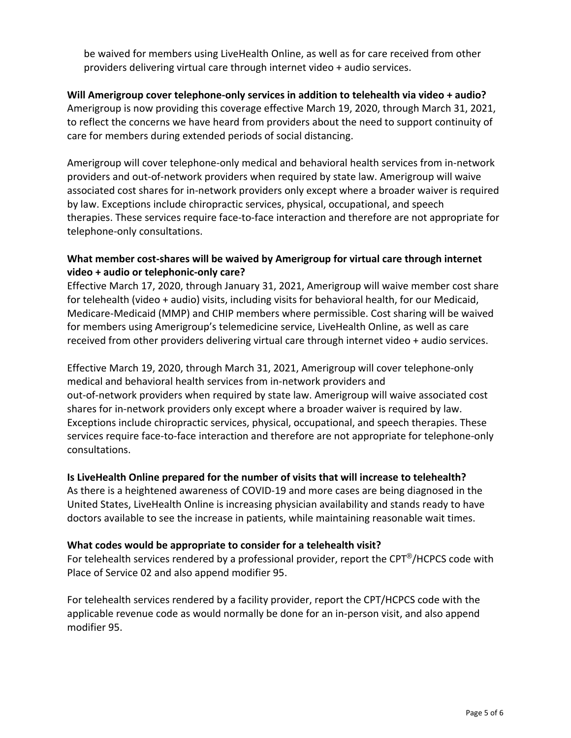be waived for members using LiveHealth Online, as well as for care received from other providers delivering virtual care through internet video + audio services.

**Will Amerigroup cover telephone-only services in addition to telehealth via video + audio?**
Amerigroup is now providing this coverage effective March 19, 2020, through March 31, 2021, to reflect the concerns we have heard from providers about the need to support continuity of care for members during extended periods of social distancing.

Amerigroup will cover telephone-only medical and behavioral health services from in-network providers and out-of-network providers when required by state law. Amerigroup will waive associated cost shares for in-network providers only except where a broader waiver is required by law. Exceptions include chiropractic services, physical, occupational, and speech therapies. These services require face-to-face interaction and therefore are not appropriate for telephone-only consultations.

**What member cost-shares will be waived by Amerigroup for virtual care through internet video + audio or telephonic-only care?**
Effective March 17, 2020, through January 31, 2021, Amerigroup will waive member cost share for telehealth (video + audio) visits, including visits for behavioral health, for our Medicaid, Medicare-Medicaid (MMP) and CHIP members where permissible. Cost sharing will be waived for members using Amerigroup's telemedicine service, LiveHealth Online, as well as care received from other providers delivering virtual care through internet video + audio services.

Effective March 19, 2020, through March 31, 2021, Amerigroup will cover telephone-only medical and behavioral health services from in-network providers and out-of-network providers when required by state law. Amerigroup will waive associated cost shares for in-network providers only except where a broader waiver is required by law. Exceptions include chiropractic services, physical, occupational, and speech therapies. These services require face-to-face interaction and therefore are not appropriate for telephone-only consultations.

**Is LiveHealth Online prepared for the number of visits that will increase to telehealth?**
As there is a heightened awareness of COVID-19 and more cases are being diagnosed in the United States, LiveHealth Online is increasing physician availability and stands ready to have doctors available to see the increase in patients, while maintaining reasonable wait times.

**What codes would be appropriate to consider for a telehealth visit?**
For telehealth services rendered by a professional provider, report the CPT®/HCPCS code with Place of Service 02 and also append modifier 95.

For telehealth services rendered by a facility provider, report the CPT/HCPCS code with the applicable revenue code as would normally be done for an in-person visit, and also append modifier 95.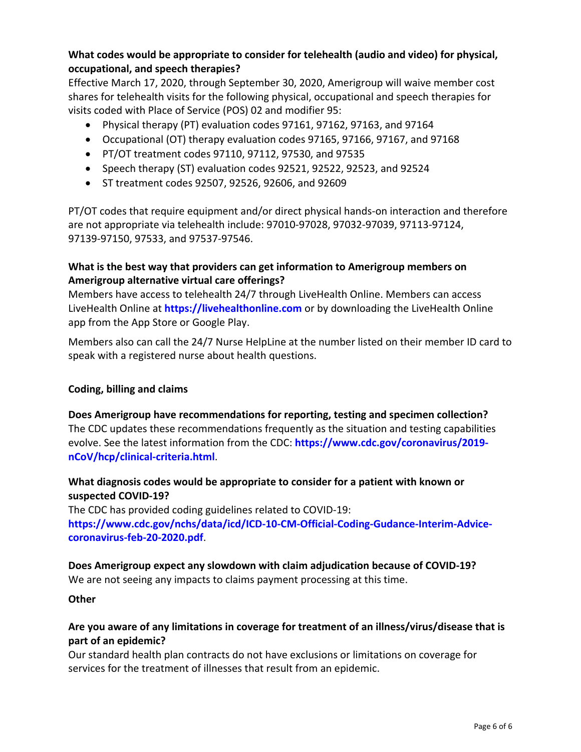**What codes would be appropriate to consider for telehealth (audio and video) for physical, occupational, and speech therapies?**

Effective March 17, 2020, through September 30, 2020, Amerigroup will waive member cost shares for telehealth visits for the following physical, occupational and speech therapies for visits coded with Place of Service (POS) 02 and modifier 95:

- Physical therapy (PT) evaluation codes 97161, 97162, 97163, and 97164
- Occupational (OT) therapy evaluation codes 97165, 97166, 97167, and 97168
- PT/OT treatment codes 97110, 97112, 97530, and 97535
- Speech therapy (ST) evaluation codes 92521, 92522, 92523, and 92524
- ST treatment codes 92507, 92526, 92606, and 92609

PT/OT codes that require equipment and/or direct physical hands-on interaction and therefore are not appropriate via telehealth include: 97010-97028, 97032-97039, 97113-97124, 97139-97150, 97533, and 97537-97546.

**What is the best way that providers can get information to Amerigroup members on Amerigroup alternative virtual care offerings?**

Members have access to telehealth 24/7 through LiveHealth Online. Members can access LiveHealth Online at **https://livehealthonline.com** or by downloading the LiveHealth Online app from the App Store or Google Play.

Members also can call the 24/7 Nurse HelpLine at the number listed on their member ID card to speak with a registered nurse about health questions.

## Coding, billing and claims

**Does Amerigroup have recommendations for reporting, testing and specimen collection?**

The CDC updates these recommendations frequently as the situation and testing capabilities evolve. See the latest information from the CDC: **https://www.cdc.gov/coronavirus/2019-nCoV/hcp/clinical-criteria.html**.

**What diagnosis codes would be appropriate to consider for a patient with known or suspected COVID-19?**

The CDC has provided coding guidelines related to COVID-19: **https://www.cdc.gov/nchs/data/icd/ICD-10-CM-Official-Coding-Gudance-Interim-Advice-coronavirus-feb-20-2020.pdf**.

**Does Amerigroup expect any slowdown with claim adjudication because of COVID-19?**

We are not seeing any impacts to claims payment processing at this time.

## Other

**Are you aware of any limitations in coverage for treatment of an illness/virus/disease that is part of an epidemic?**

Our standard health plan contracts do not have exclusions or limitations on coverage for services for the treatment of illnesses that result from an epidemic.